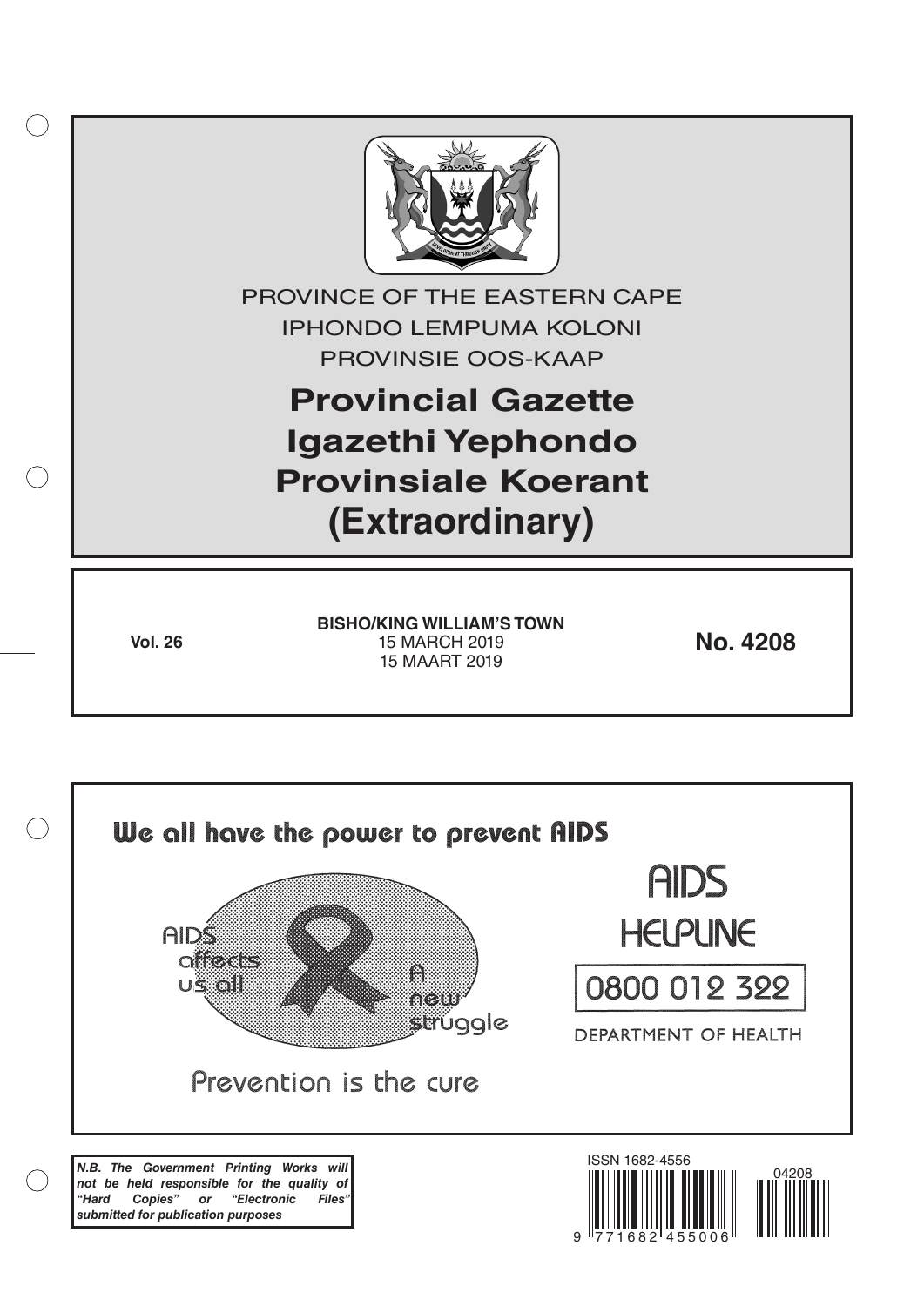PROVINCE OF THE EASTERN CAPE

IPHONDO LEMPUMA KOLONI

PROVINSIE OOS-KAAP

# Provincial Gazette
# Igazethi Yephondo
# Provinsiale Koerant
# (Extraordinary)

**Vol. 26**

**BISHO/KING WILLIAM'S TOWN**
15 MARCH 2019
15 MAART 2019

**No. 4208**

We all have the power to prevent AIDS

AIDS affects us all

A new struggle

Prevention is the cure

AIDS HELPLINE

0800 012 322

DEPARTMENT OF HEALTH

***N.B. The Government Printing Works will not be held responsible for the quality of "Hard Copies" or "Electronic Files" submitted for publication purposes***

ISSN 1682-4556

9 771682 455006

04208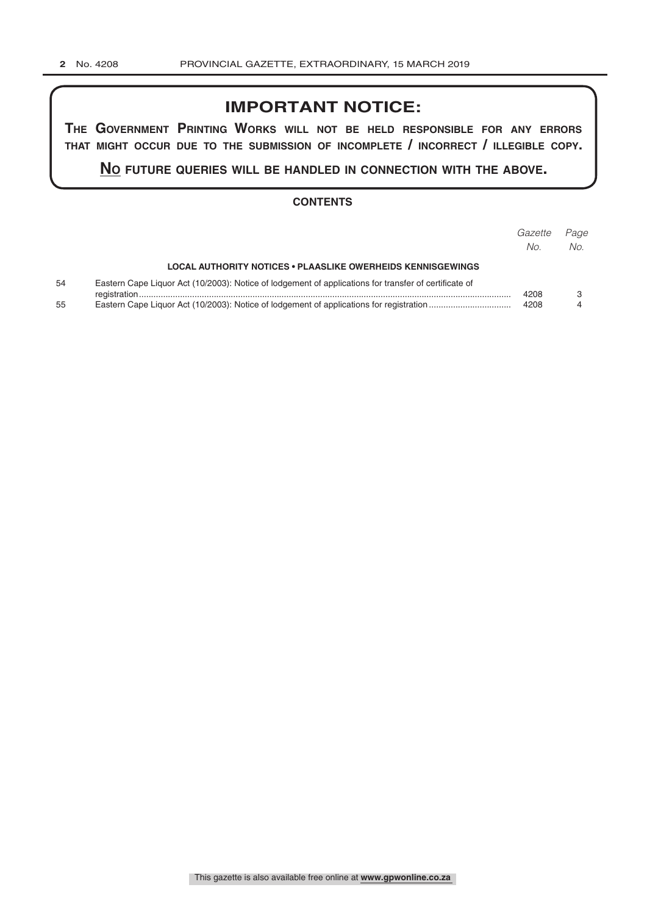# IMPORTANT NOTICE:

**THE GOVERNMENT PRINTING WORKS WILL NOT BE HELD RESPONSIBLE FOR ANY ERRORS THAT MIGHT OCCUR DUE TO THE SUBMISSION OF INCOMPLETE / INCORRECT / ILLEGIBLE COPY.**

**NO FUTURE QUERIES WILL BE HANDLED IN CONNECTION WITH THE ABOVE.**

## CONTENTS

| | | *Gazette No.* | *Page No.* |
|---|---|---|---|
| | **LOCAL AUTHORITY NOTICES • PLAASLIKE OWERHEIDS KENNISGEWINGS** | | |
| 54 | Eastern Cape Liquor Act (10/2003): Notice of lodgement of applications for transfer of certificate of registration | 4208 | 3 |
| 55 | Eastern Cape Liquor Act (10/2003): Notice of lodgement of applications for registration | 4208 | 4 |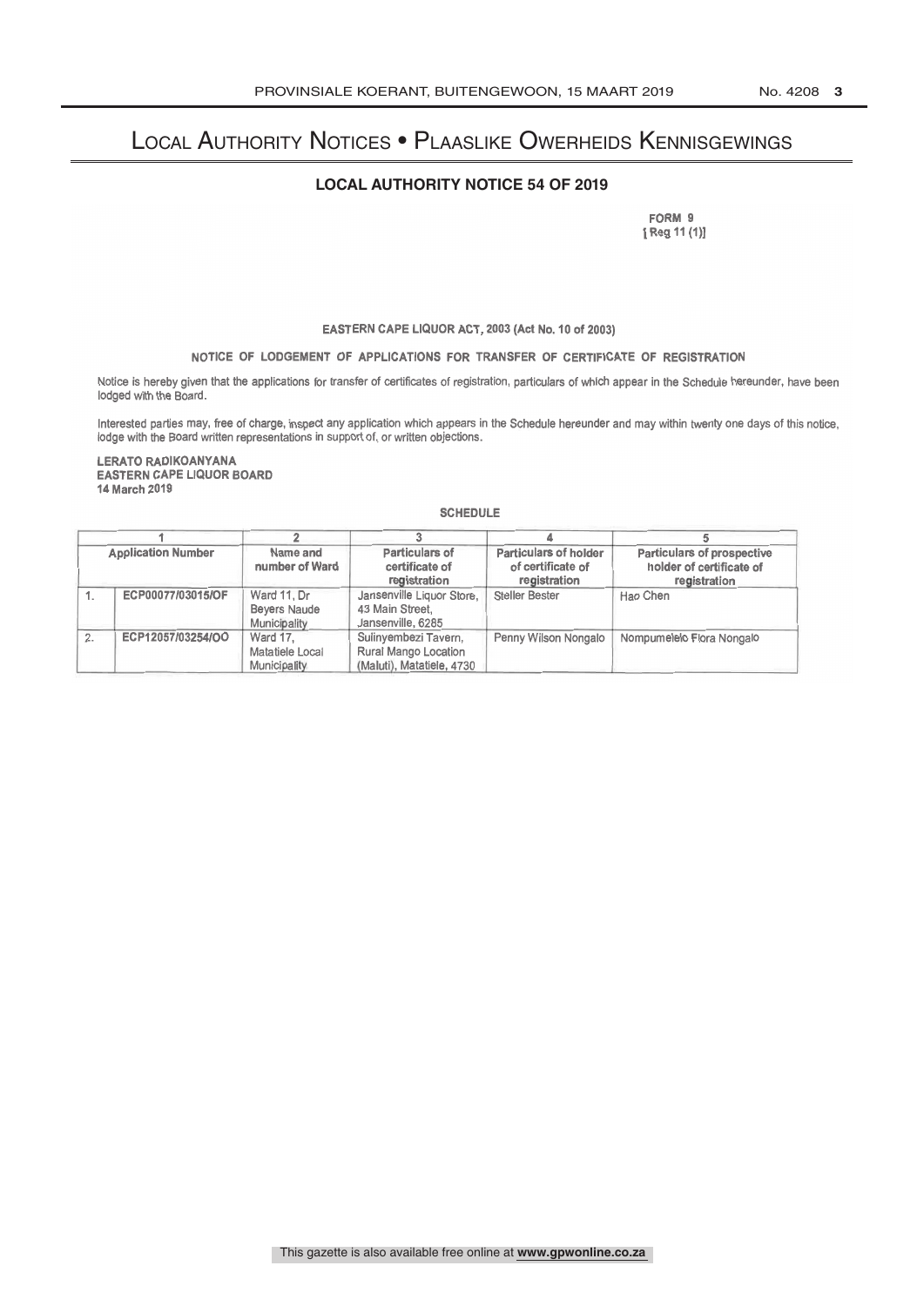# Local Authority Notices • Plaaslike Owerheids Kennisgewings

## LOCAL AUTHORITY NOTICE 54 OF 2019

FORM 9
[Reg 11 (1)]

### EASTERN CAPE LIQUOR ACT, 2003 (Act No. 10 of 2003)

### NOTICE OF LODGEMENT OF APPLICATIONS FOR TRANSFER OF CERTIFICATE OF REGISTRATION

Notice is hereby given that the applications for transfer of certificates of registration, particulars of which appear in the Schedule hereunder, have been lodged with the Board.

Interested parties may, free of charge, inspect any application which appears in the Schedule hereunder and may within twenty one days of this notice, lodge with the Board written representations in support of, or written objections.

**LERATO RADIKOANYANA**
**EASTERN CAPE LIQUOR BOARD**
**14 March 2019**

**SCHEDULE**

| 1 | | 2 | 3 | 4 | 5 |
|---|---|---|---|---|---|
| Application Number | | Name and number of Ward | Particulars of certificate of registration | Particulars of holder of certificate of registration | Particulars of prospective holder of certificate of registration |
| 1. | ECP00077/03015/OF | Ward 11, Dr Beyers Naude Municipality | Jansenville Liquor Store, 43 Main Street, Jansenville, 6265 | Steller Bester | Hao Chen |
| 2. | ECP12057/03254/OO | Ward 17, Matatiele Local Municipality | Sulinyembezi Tavern, Rural Mango Location (Maluti), Matatiele, 4730 | Penny Wilson Nongalo | Nompumelelo Flora Nongalo |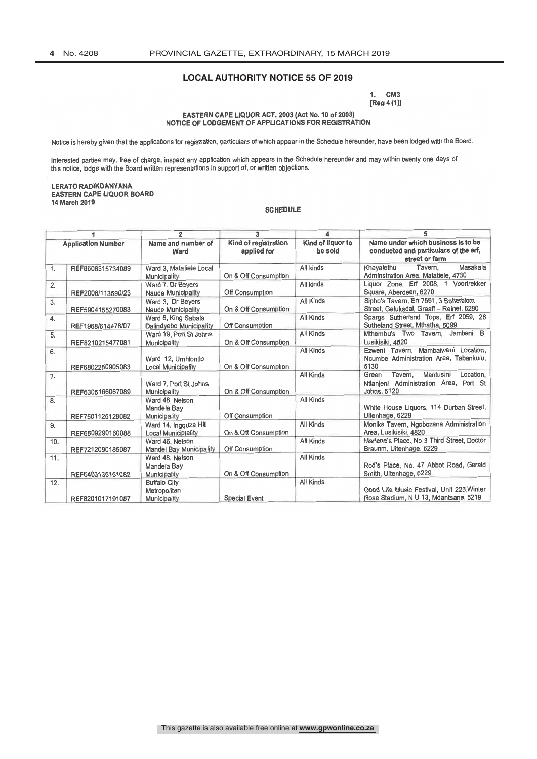## LOCAL AUTHORITY NOTICE 55 OF 2019

1. CM3
[Reg 4 (1)]

**EASTERN CAPE LIQUOR ACT, 2003 (Act No. 10 of 2003)**
**NOTICE OF LODGEMENT OF APPLICATIONS FOR REGISTRATION**

Notice is hereby given that the applications for registration, particulars of which appear in the Schedule hereunder, have been lodged with the Board.

Interested parties may, free of charge, inspect any application which appears in the Schedule hereunder and may within twenty one days of this notice, lodge with the Board written representations in support of, or written objections.

**LERATO RADIKOANYANA**
**EASTERN CAPE LIQUOR BOARD**
**14 March 2019**

**SCHEDULE**

| 1 | | 2 | 3 | 4 | 5 |
|---|---|---|---|---|---|
| Application Number | | Name and number of Ward | Kind of registration applied for | Kind of liquor to be sold | Name under which business is to be conducted and particulars of the erf, street or farm |
| 1. | REF8608315734089 | Ward 3, Matatiele Local Municipality | On & Off Consumption | All kinds | Khayalethu Tavern, Masakala Adminstration Area, Matatiele, 4730 |
| 2. | REF2008/113590/23 | Ward 7, Dr Beyers Naude Municipality | Off Consumption | All kinds | Liquor Zone, Erf 2008, 1 Voortrekker Square, Aberdeen, 6270 |
| 3. | REF5904155270083 | Ward 3, Dr Beyers Naude Municipality | On & Off Consumption | All Kinds | Sipho's Tavern, Erf 7561, 3 Botterblom Street, Geluksdal, Graaff – Reinet, 6280 |
| 4. | REF1968/614478/07 | Ward 8, King Sabata Dalindyebo Municipality | Off Consumption | All Kinds | Spargs Sutherland Tops, Erf 2059, 26 Sutheland Street, Mthatha, 5099 |
| 5. | REF8210215477081 | Ward 19, Port St Johns Municipality | On & Off Consumption | All Kinds | Mthembu's Two Tavern, Jambeni B, Lusikisiki, 4820 |
| 6. | REF6802250905083 | Ward 12, Umhlontlo Local Municipality | On & Off Consumption | All Kinds | Ezweni Tavern, Mambalweni Location, Ncumbe Administration Area, Tabankulu, 5130 |
| 7. | REF6305166067089 | Ward 7, Port St Johns Municipality | On & Off Consumption | All Kinds | Green Tavern, Mantusini Location, Ntlanjeni Administration Area, Port St Johns, 5120 |
| 8. | REF7501125128082 | Ward 48, Nelson Mandela Bay Municipality | Off Consumption | All Kinds | White House Liquors, 114 Durban Street, Uitenhage, 6229 |
| 9. | REF6509290160088 | Ward 14, Ingquza Hill Local Municipality | On & Off Consumption | All Kinds | Moniks Tavern, Ngobozana Administration Area, Lusikisiki, 4820 |
| 10. | REF7212090185087 | Ward 46, Nelson Mandel Bay Municipality | Off Consumption | All Kinds | Marlene's Place, No 3 Third Street, Doctor Braunm, Uitenhage, 6229 |
| 11. | REF6403135151082 | Ward 48, Nelson Mandela Bay Municipality | On & Off Consumption | All Kinds | Rod's Place, No. 47 Abbot Road, Gerald Smith, Uitenhage, 6229 |
| 12. | REF8201017191087 | Buffalo City Metropolitan Municipality | Special Event | All Kinds | Good Life Music Festival, Unit 223,Winter Rose Stadium, N U 13, Mdantsane, 5219 |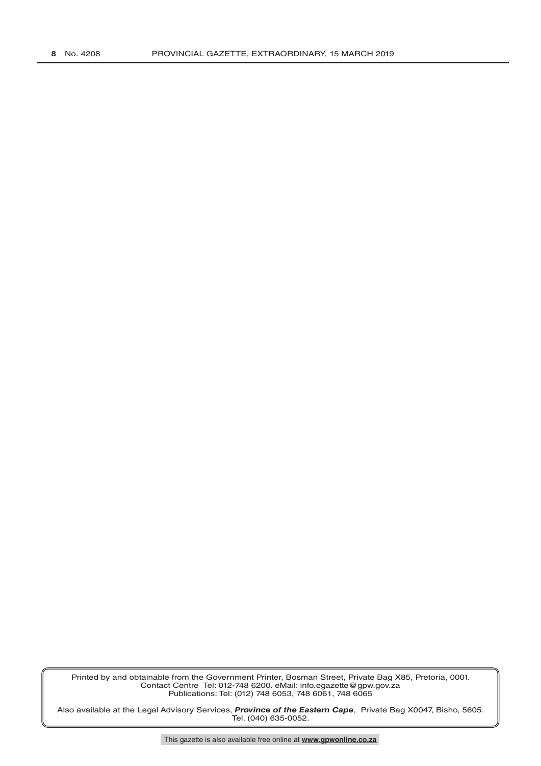Printed by and obtainable from the Government Printer, Bosman Street, Private Bag X85, Pretoria, 0001.
Contact Centre Tel: 012-748 6200. eMail: info.egazette@gpw.gov.za
Publications: Tel: (012) 748 6053, 748 6061, 748 6065

Also available at the Legal Advisory Services, ***Province of the Eastern Cape***, Private Bag X0047, Bisho, 5605.
Tel. (040) 635-0052.

This gazette is also available free online at **www.gpwonline.co.za**